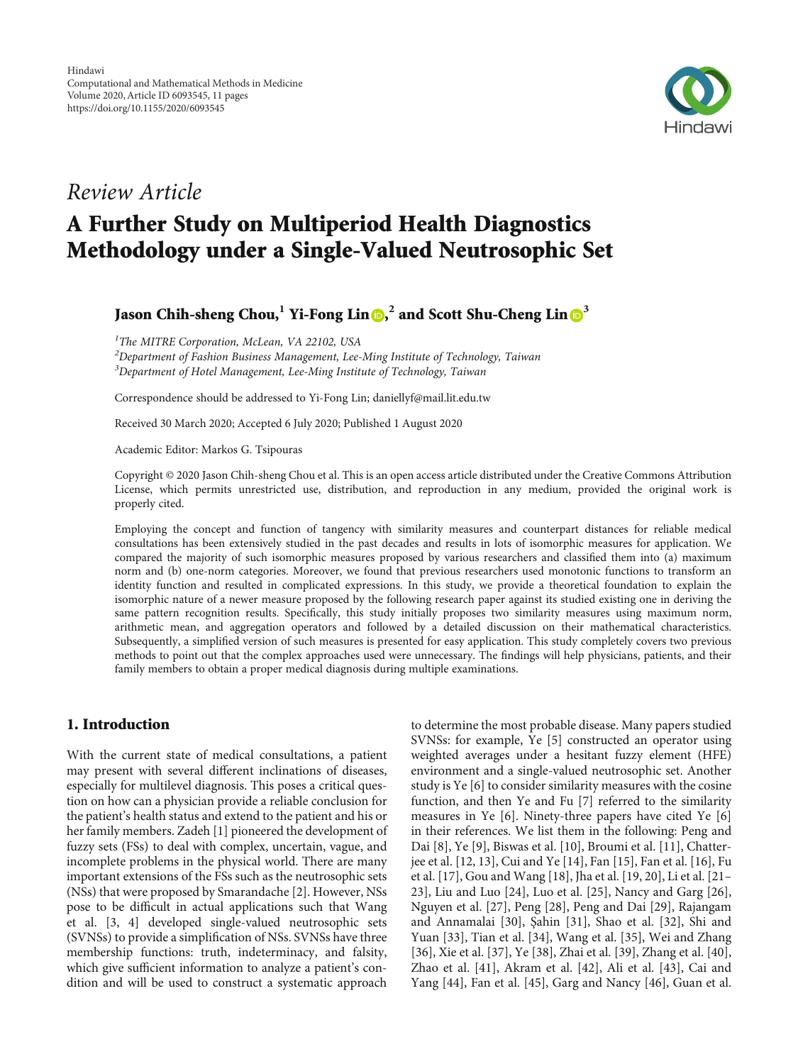Hindawi
Computational and Mathematical Methods in Medicine
Volume 2020, Article ID 6093545, 11 pages
https://doi.org/10.1155/2020/6093545

*Review Article*

# A Further Study on Multiperiod Health Diagnostics Methodology under a Single-Valued Neutrosophic Set

**Jason Chih-sheng Chou,[1] Yi-Fong Lin,[2] and Scott Shu-Cheng Lin[3]**

[1]*The MITRE Corporation, McLean, VA 22102, USA*
[2]*Department of Fashion Business Management, Lee-Ming Institute of Technology, Taiwan*
[3]*Department of Hotel Management, Lee-Ming Institute of Technology, Taiwan*

Correspondence should be addressed to Yi-Fong Lin; daniellyf@mail.lit.edu.tw

Received 30 March 2020; Accepted 6 July 2020; Published 1 August 2020

Academic Editor: Markos G. Tsipouras

Copyright © 2020 Jason Chih-sheng Chou et al. This is an open access article distributed under the Creative Commons Attribution License, which permits unrestricted use, distribution, and reproduction in any medium, provided the original work is properly cited.

Employing the concept and function of tangency with similarity measures and counterpart distances for reliable medical consultations has been extensively studied in the past decades and results in lots of isomorphic measures for application. We compared the majority of such isomorphic measures proposed by various researchers and classified them into (a) maximum norm and (b) one-norm categories. Moreover, we found that previous researchers used monotonic functions to transform an identity function and resulted in complicated expressions. In this study, we provide a theoretical foundation to explain the isomorphic nature of a newer measure proposed by the following research paper against its studied existing one in deriving the same pattern recognition results. Specifically, this study initially proposes two similarity measures using maximum norm, arithmetic mean, and aggregation operators and followed by a detailed discussion on their mathematical characteristics. Subsequently, a simplified version of such measures is presented for easy application. This study completely covers two previous methods to point out that the complex approaches used were unnecessary. The findings will help physicians, patients, and their family members to obtain a proper medical diagnosis during multiple examinations.

## 1. Introduction

With the current state of medical consultations, a patient may present with several different inclinations of diseases, especially for multilevel diagnosis. This poses a critical question on how can a physician provide a reliable conclusion for the patient's health status and extend to the patient and his or her family members. Zadeh [1] pioneered the development of fuzzy sets (FSs) to deal with complex, uncertain, vague, and incomplete problems in the physical world. There are many important extensions of the FSs such as the neutrosophic sets (NSs) that were proposed by Smarandache [2]. However, NSs pose to be difficult in actual applications such that Wang et al. [3, 4] developed single-valued neutrosophic sets (SVNSs) to provide a simplification of NSs. SVNSs have three membership functions: truth, indeterminacy, and falsity, which give sufficient information to analyze a patient's condition and will be used to construct a systematic approach to determine the most probable disease. Many papers studied SVNSs: for example, Ye [5] constructed an operator using weighted averages under a hesitant fuzzy element (HFE) environment and a single-valued neutrosophic set. Another study is Ye [6] to consider similarity measures with the cosine function, and then Ye and Fu [7] referred to the similarity measures in Ye [6]. Ninety-three papers have cited Ye [6] in their references. We list them in the following: Peng and Dai [8], Ye [9], Biswas et al. [10], Broumi et al. [11], Chatterjee et al. [12, 13], Cui and Ye [14], Fan [15], Fan et al. [16], Fu et al. [17], Gou and Wang [18], Jha et al. [19, 20], Li et al. [21–23], Liu and Luo [24], Luo et al. [25], Nancy and Garg [26], Nguyen et al. [27], Peng [28], Peng and Dai [29], Rajangam and Annamalai [30], Şahin [31], Shao et al. [32], Shi and Yuan [33], Tian et al. [34], Wang et al. [35], Wei and Zhang [36], Xie et al. [37], Ye [38], Zhai et al. [39], Zhang et al. [40], Zhao et al. [41], Akram et al. [42], Ali et al. [43], Cai and Yang [44], Fan et al. [45], Garg and Nancy [46], Guan et al.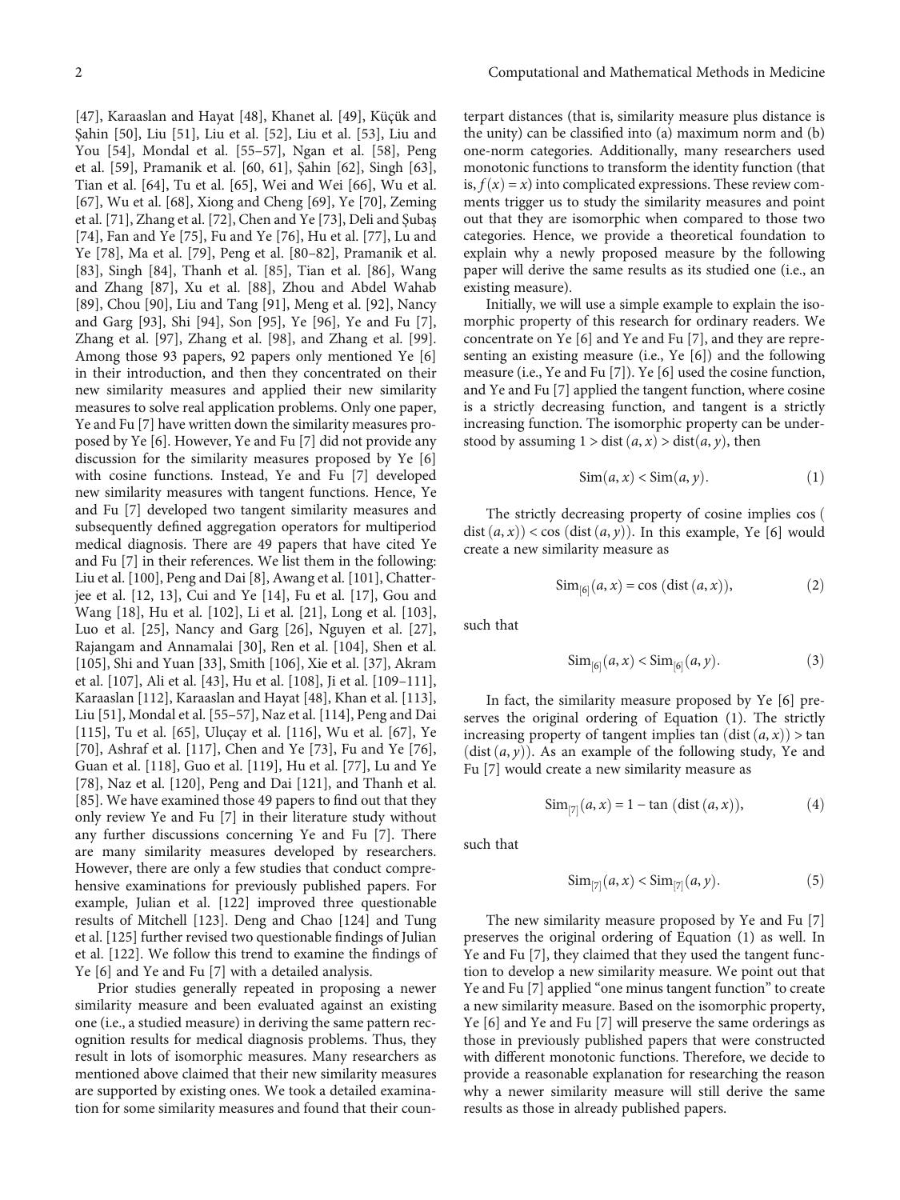[47], Karaaslan and Hayat [48], Khanet al. [49], Küçük and Şahin [50], Liu [51], Liu et al. [52], Liu et al. [53], Liu and You [54], Mondal et al. [55–57], Ngan et al. [58], Peng et al. [59], Pramanik et al. [60, 61], Şahin [62], Singh [63], Tian et al. [64], Tu et al. [65], Wei and Wei [66], Wu et al. [67], Wu et al. [68], Xiong and Cheng [69], Ye [70], Zeming et al. [71], Zhang et al. [72], Chen and Ye [73], Deli and Şubaş [74], Fan and Ye [75], Fu and Ye [76], Hu et al. [77], Lu and Ye [78], Ma et al. [79], Peng et al. [80–82], Pramanik et al. [83], Singh [84], Thanh et al. [85], Tian et al. [86], Wang and Zhang [87], Xu et al. [88], Zhou and Abdel Wahab [89], Chou [90], Liu and Tang [91], Meng et al. [92], Nancy and Garg [93], Shi [94], Son [95], Ye [96], Ye and Fu [7], Zhang et al. [97], Zhang et al. [98], and Zhang et al. [99]. Among those 93 papers, 92 papers only mentioned Ye [6] in their introduction, and then they concentrated on their new similarity measures and applied their new similarity measures to solve real application problems. Only one paper, Ye and Fu [7] have written down the similarity measures proposed by Ye [6]. However, Ye and Fu [7] did not provide any discussion for the similarity measures proposed by Ye [6] with cosine functions. Instead, Ye and Fu [7] developed new similarity measures with tangent functions. Hence, Ye and Fu [7] developed two tangent similarity measures and subsequently defined aggregation operators for multiperiod medical diagnosis. There are 49 papers that have cited Ye and Fu [7] in their references. We list them in the following: Liu et al. [100], Peng and Dai [8], Awang et al. [101], Chatterjee et al. [12, 13], Cui and Ye [14], Fu et al. [17], Gou and Wang [18], Hu et al. [102], Li et al. [21], Long et al. [103], Luo et al. [25], Nancy and Garg [26], Nguyen et al. [27], Rajangam and Annamalai [30], Ren et al. [104], Shen et al. [105], Shi and Yuan [33], Smith [106], Xie et al. [37], Akram et al. [107], Ali et al. [43], Hu et al. [108], Ji et al. [109–111], Karaaslan [112], Karaaslan and Hayat [48], Khan et al. [113], Liu [51], Mondal et al. [55–57], Naz et al. [114], Peng and Dai [115], Tu et al. [65], Uluçay et al. [116], Wu et al. [67], Ye [70], Ashraf et al. [117], Chen and Ye [73], Fu and Ye [76], Guan et al. [118], Guo et al. [119], Hu et al. [77], Lu and Ye [78], Naz et al. [120], Peng and Dai [121], and Thanh et al. [85]. We have examined those 49 papers to find out that they only review Ye and Fu [7] in their literature study without any further discussions concerning Ye and Fu [7]. There are many similarity measures developed by researchers. However, there are only a few studies that conduct comprehensive examinations for previously published papers. For example, Julian et al. [122] improved three questionable results of Mitchell [123]. Deng and Chao [124] and Tung et al. [125] further revised two questionable findings of Julian et al. [122]. We follow this trend to examine the findings of Ye [6] and Ye and Fu [7] with a detailed analysis.

Prior studies generally repeated in proposing a newer similarity measure and been evaluated against an existing one (i.e., a studied measure) in deriving the same pattern recognition results for medical diagnosis problems. Thus, they result in lots of isomorphic measures. Many researchers as mentioned above claimed that their new similarity measures are supported by existing ones. We took a detailed examination for some similarity measures and found that their counterpart distances (that is, similarity measure plus distance is the unity) can be classified into (a) maximum norm and (b) one-norm categories. Additionally, many researchers used monotonic functions to transform the identity function (that is, $f(x) = x$) into complicated expressions. These review comments trigger us to study the similarity measures and point out that they are isomorphic when compared to those two categories. Hence, we provide a theoretical foundation to explain why a newly proposed measure by the following paper will derive the same results as its studied one (i.e., an existing measure).

Initially, we will use a simple example to explain the isomorphic property of this research for ordinary readers. We concentrate on Ye [6] and Ye and Fu [7], and they are representing an existing measure (i.e., Ye [6]) and the following measure (i.e., Ye and Fu [7]). Ye [6] used the cosine function, and Ye and Fu [7] applied the tangent function, where cosine is a strictly decreasing function, and tangent is a strictly increasing function. The isomorphic property can be understood by assuming $1 > \text{dist}(a, x) > \text{dist}(a, y)$, then

$$\text{Sim}(a, x) < \text{Sim}(a, y). \tag{1}$$

The strictly decreasing property of cosine implies $\cos(\text{dist}(a, x)) < \cos(\text{dist}(a, y))$. In this example, Ye [6] would create a new similarity measure as

$$\text{Sim}_{[6]}(a, x) = \cos(\text{dist}(a, x)), \tag{2}$$

such that

$$\text{Sim}_{[6]}(a, x) < \text{Sim}_{[6]}(a, y). \tag{3}$$

In fact, the similarity measure proposed by Ye [6] preserves the original ordering of Equation (1). The strictly increasing property of tangent implies $\tan(\text{dist}(a, x)) > \tan(\text{dist}(a, y))$. As an example of the following study, Ye and Fu [7] would create a new similarity measure as

$$\text{Sim}_{[7]}(a, x) = 1 - \tan(\text{dist}(a, x)), \tag{4}$$

such that

$$\text{Sim}_{[7]}(a, x) < \text{Sim}_{[7]}(a, y). \tag{5}$$

The new similarity measure proposed by Ye and Fu [7] preserves the original ordering of Equation (1) as well. In Ye and Fu [7], they claimed that they used the tangent function to develop a new similarity measure. We point out that Ye and Fu [7] applied "one minus tangent function" to create a new similarity measure. Based on the isomorphic property, Ye [6] and Ye and Fu [7] will preserve the same orderings as those in previously published papers that were constructed with different monotonic functions. Therefore, we decide to provide a reasonable explanation for researching the reason why a newer similarity measure will still derive the same results as those in already published papers.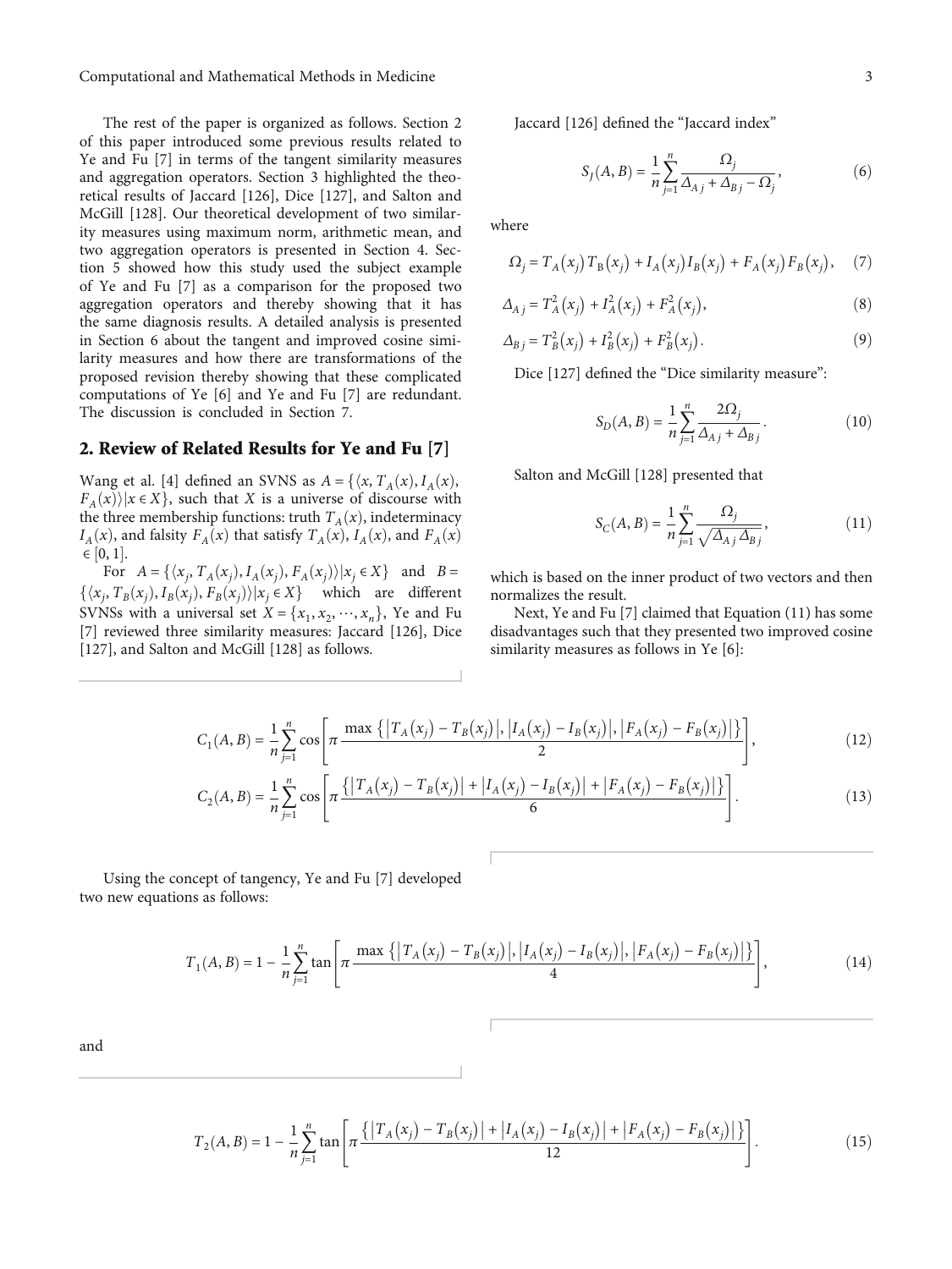The rest of the paper is organized as follows. Section 2 of this paper introduced some previous results related to Ye and Fu [7] in terms of the tangent similarity measures and aggregation operators. Section 3 highlighted the theoretical results of Jaccard [126], Dice [127], and Salton and McGill [128]. Our theoretical development of two similarity measures using maximum norm, arithmetic mean, and two aggregation operators is presented in Section 4. Section 5 showed how this study used the subject example of Ye and Fu [7] as a comparison for the proposed two aggregation operators and thereby showing that it has the same diagnosis results. A detailed analysis is presented in Section 6 about the tangent and improved cosine similarity measures and how there are transformations of the proposed revision thereby showing that these complicated computations of Ye [6] and Ye and Fu [7] are redundant. The discussion is concluded in Section 7.

## 2. Review of Related Results for Ye and Fu [7]

Wang et al. [4] defined an SVNS as $A = \{\langle x, T_A(x), I_A(x), F_A(x)\rangle | x \in X\}$, such that $X$ is a universe of discourse with the three membership functions: truth $T_A(x)$, indeterminacy $I_A(x)$, and falsity $F_A(x)$ that satisfy $T_A(x)$, $I_A(x)$, and $F_A(x) \in [0, 1]$.

For $A = \{\langle x_j, T_A(x_j), I_A(x_j), F_A(x_j)\rangle | x_j \in X\}$ and $B = \{\langle x_j, T_B(x_j), I_B(x_j), F_B(x_j)\rangle | x_j \in X\}$ which are different SVNSs with a universal set $X = \{x_1, x_2, \cdots, x_n\}$, Ye and Fu [7] reviewed three similarity measures: Jaccard [126], Dice [127], and Salton and McGill [128] as follows.

Jaccard [126] defined the "Jaccard index"

$$S_J(A, B) = \frac{1}{n}\sum_{j=1}^{n} \frac{\Omega_j}{\Delta_{Aj} + \Delta_{Bj} - \Omega_j}, \tag{6}$$

where

$$\Omega_j = T_A(x_j)T_B(x_j) + I_A(x_j)I_B(x_j) + F_A(x_j)F_B(x_j), \tag{7}$$

$$\Delta_{Aj} = T_A^2(x_j) + I_A^2(x_j) + F_A^2(x_j), \tag{8}$$

$$\Delta_{Bj} = T_B^2(x_j) + I_B^2(x_j) + F_B^2(x_j). \tag{9}$$

Dice [127] defined the "Dice similarity measure":

$$S_D(A, B) = \frac{1}{n}\sum_{j=1}^{n} \frac{2\Omega_j}{\Delta_{Aj} + \Delta_{Bj}}. \tag{10}$$

Salton and McGill [128] presented that

$$S_C(A, B) = \frac{1}{n}\sum_{j=1}^{n} \frac{\Omega_j}{\sqrt{\Delta_{Aj}\Delta_{Bj}}}, \tag{11}$$

which is based on the inner product of two vectors and then normalizes the result.

Next, Ye and Fu [7] claimed that Equation (11) has some disadvantages such that they presented two improved cosine similarity measures as follows in Ye [6]:

$$C_1(A, B) = \frac{1}{n}\sum_{j=1}^{n} \cos\left[\pi \frac{\max\left\{\left|T_A(x_j) - T_B(x_j)\right|, \left|I_A(x_j) - I_B(x_j)\right|, \left|F_A(x_j) - F_B(x_j)\right|\right\}}{2}\right], \tag{12}$$

$$C_2(A, B) = \frac{1}{n}\sum_{j=1}^{n} \cos\left[\pi \frac{\left\{\left|T_A(x_j) - T_B(x_j)\right| + \left|I_A(x_j) - I_B(x_j)\right| + \left|F_A(x_j) - F_B(x_j)\right|\right\}}{6}\right]. \tag{13}$$

Using the concept of tangency, Ye and Fu [7] developed two new equations as follows:

$$T_1(A, B) = 1 - \frac{1}{n}\sum_{j=1}^{n} \tan\left[\pi \frac{\max\left\{\left|T_A(x_j) - T_B(x_j)\right|, \left|I_A(x_j) - I_B(x_j)\right|, \left|F_A(x_j) - F_B(x_j)\right|\right\}}{4}\right], \tag{14}$$

and

$$T_2(A, B) = 1 - \frac{1}{n}\sum_{j=1}^{n} \tan\left[\pi \frac{\left\{\left|T_A(x_j) - T_B(x_j)\right| + \left|I_A(x_j) - I_B(x_j)\right| + \left|F_A(x_j) - F_B(x_j)\right|\right\}}{12}\right]. \tag{15}$$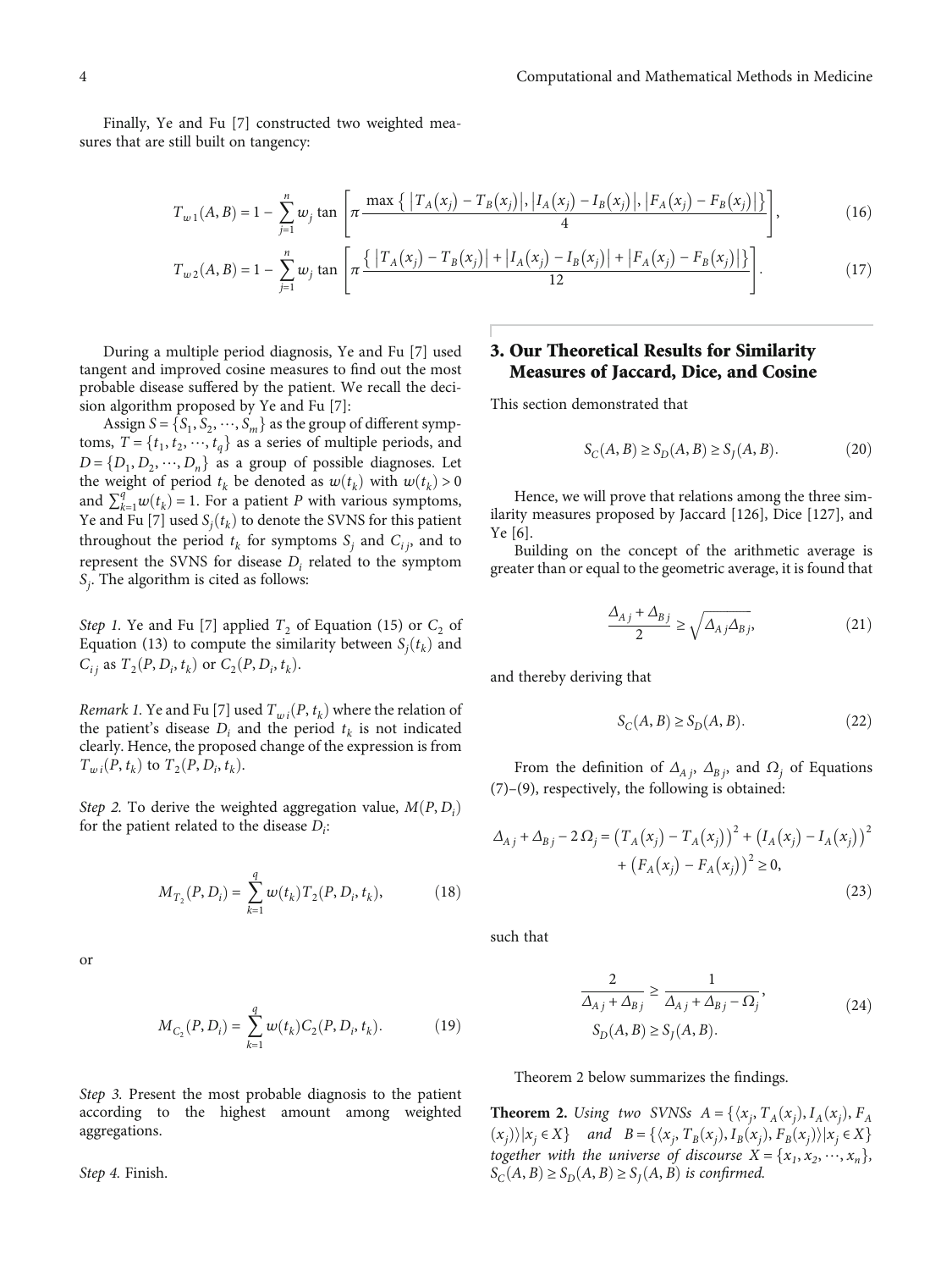Finally, Ye and Fu [7] constructed two weighted measures that are still built on tangency:

$$T_{w1}(A,B) = 1 - \sum_{j=1}^{n} w_j \tan\left[\pi \frac{\max\left\{\left|T_A(x_j) - T_B(x_j)\right|, \left|I_A(x_j) - I_B(x_j)\right|, \left|F_A(x_j) - F_B(x_j)\right|\right\}}{4}\right], \tag{16}$$

$$T_{w2}(A,B) = 1 - \sum_{j=1}^{n} w_j \tan\left[\pi \frac{\left\{\left|T_A(x_j) - T_B(x_j)\right| + \left|I_A(x_j) - I_B(x_j)\right| + \left|F_A(x_j) - F_B(x_j)\right|\right\}}{12}\right]. \tag{17}$$

During a multiple period diagnosis, Ye and Fu [7] used tangent and improved cosine measures to find out the most probable disease suffered by the patient. We recall the decision algorithm proposed by Ye and Fu [7]:

Assign $S = \{S_1, S_2, \cdots, S_m\}$ as the group of different symptoms, $T = \{t_1, t_2, \cdots, t_q\}$ as a series of multiple periods, and $D = \{D_1, D_2, \cdots, D_n\}$ as a group of possible diagnoses. Let the weight of period $t_k$ be denoted as $w(t_k)$ with $w(t_k) > 0$ and $\sum_{k=1}^{q} w(t_k) = 1$. For a patient $P$ with various symptoms, Ye and Fu [7] used $S_j(t_k)$ to denote the SVNS for this patient throughout the period $t_k$ for symptoms $S_j$ and $C_{ij}$, and to represent the SVNS for disease $D_i$ related to the symptom $S_j$. The algorithm is cited as follows:

*Step 1.* Ye and Fu [7] applied $T_2$ of Equation (15) or $C_2$ of Equation (13) to compute the similarity between $S_j(t_k)$ and $C_{ij}$ as $T_2(P, D_i, t_k)$ or $C_2(P, D_i, t_k)$.

*Remark 1.* Ye and Fu [7] used $T_{wi}(P, t_k)$ where the relation of the patient's disease $D_i$ and the period $t_k$ is not indicated clearly. Hence, the proposed change of the expression is from $T_{wi}(P, t_k)$ to $T_2(P, D_i, t_k)$.

*Step 2.* To derive the weighted aggregation value, $M(P, D_i)$ for the patient related to the disease $D_i$:

$$M_{T_2}(P, D_i) = \sum_{k=1}^{q} w(t_k) T_2(P, D_i, t_k), \tag{18}$$

or

$$M_{C_2}(P, D_i) = \sum_{k=1}^{q} w(t_k) C_2(P, D_i, t_k). \tag{19}$$

*Step 3.* Present the most probable diagnosis to the patient according to the highest amount among weighted aggregations.

*Step 4.* Finish.

## 3. Our Theoretical Results for Similarity Measures of Jaccard, Dice, and Cosine

This section demonstrated that

$$S_C(A,B) \geq S_D(A,B) \geq S_J(A,B). \tag{20}$$

Hence, we will prove that relations among the three similarity measures proposed by Jaccard [126], Dice [127], and Ye [6].

Building on the concept of the arithmetic average is greater than or equal to the geometric average, it is found that

$$\frac{\Delta_{Aj} + \Delta_{Bj}}{2} \geq \sqrt{\Delta_{Aj}\Delta_{Bj}}, \tag{21}$$

and thereby deriving that

$$S_C(A,B) \geq S_D(A,B). \tag{22}$$

From the definition of $\Delta_{Aj}$, $\Delta_{Bj}$, and $\Omega_j$ of Equations (7)–(9), respectively, the following is obtained:

$$\Delta_{Aj} + \Delta_{Bj} - 2\,\Omega_j = \left(T_A(x_j) - T_A(x_j)\right)^2 + \left(I_A(x_j) - I_A(x_j)\right)^2 + \left(F_A(x_j) - F_A(x_j)\right)^2 \geq 0, \tag{23}$$

such that

$$\begin{gathered} \frac{2}{\Delta_{Aj} + \Delta_{Bj}} \geq \frac{1}{\Delta_{Aj} + \Delta_{Bj} - \Omega_j}, \\ S_D(A,B) \geq S_J(A,B). \end{gathered} \tag{24}$$

Theorem 2 below summarizes the findings.

**Theorem 2.** *Using two SVNSs $A = \{\langle x_j, T_A(x_j), I_A(x_j), F_A(x_j)\rangle | x_j \in X\}$ and $B = \{\langle x_j, T_B(x_j), I_B(x_j), F_B(x_j)\rangle | x_j \in X\}$ together with the universe of discourse $X = \{x_1, x_2, \cdots, x_n\}$, $S_C(A,B) \geq S_D(A,B) \geq S_J(A,B)$ is confirmed.*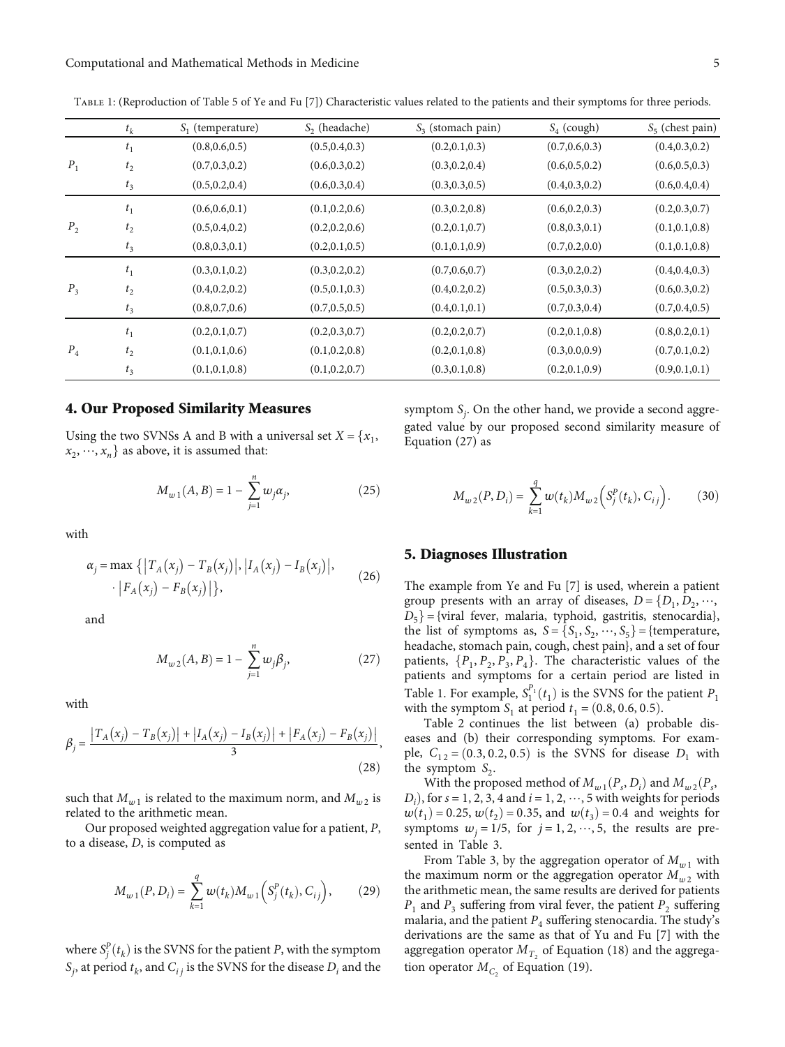Table 1: (Reproduction of Table 5 of Ye and Fu [7]) Characteristic values related to the patients and their symptoms for three periods.

| | $t_k$ | $S_1$ (temperature) | $S_2$ (headache) | $S_3$ (stomach pain) | $S_4$ (cough) | $S_5$ (chest pain) |
|---|---|---|---|---|---|---|
| $P_1$ | $t_1$ | (0.8,0.6,0.5) | (0.5,0.4,0.3) | (0.2,0.1,0.3) | (0.7,0.6,0.3) | (0.4,0.3,0.2) |
| | $t_2$ | (0.7,0.3,0.2) | (0.6,0.3,0.2) | (0.3,0.2,0.4) | (0.6,0.5,0.2) | (0.6,0.5,0.3) |
| | $t_3$ | (0.5,0.2,0.4) | (0.6,0.3,0.4) | (0.3,0.3,0.5) | (0.4,0.3,0.2) | (0.6,0.4,0.4) |
| $P_2$ | $t_1$ | (0.6,0.6,0.1) | (0.1,0.2,0.6) | (0.3,0.2,0.8) | (0.6,0.2,0.3) | (0.2,0.3,0.7) |
| | $t_2$ | (0.5,0.4,0.2) | (0.2,0.2,0.6) | (0.2,0.1,0.7) | (0.8,0.3,0.1) | (0.1,0.1,0.8) |
| | $t_3$ | (0.8,0.3,0.1) | (0.2,0.1,0.5) | (0.1,0.1,0.9) | (0.7,0.2,0.0) | (0.1,0.1,0.8) |
| $P_3$ | $t_1$ | (0.3,0.1,0.2) | (0.3,0.2,0.2) | (0.7,0.6,0.7) | (0.3,0.2,0.2) | (0.4,0.4,0.3) |
| | $t_2$ | (0.4,0.2,0.2) | (0.5,0.1,0.3) | (0.4,0.2,0.2) | (0.5,0.3,0.3) | (0.6,0.3,0.2) |
| | $t_3$ | (0.8,0.7,0.6) | (0.7,0.5,0.5) | (0.4,0.1,0.1) | (0.7,0.3,0.4) | (0.7,0.4,0.5) |
| $P_4$ | $t_1$ | (0.2,0.1,0.7) | (0.2,0.3,0.7) | (0.2,0.2,0.7) | (0.2,0.1,0.8) | (0.8,0.2,0.1) |
| | $t_2$ | (0.1,0.1,0.6) | (0.1,0.2,0.8) | (0.2,0.1,0.8) | (0.3,0.0,0.9) | (0.7,0.1,0.2) |
| | $t_3$ | (0.1,0.1,0.8) | (0.1,0.2,0.7) | (0.3,0.1,0.8) | (0.2,0.1,0.9) | (0.9,0.1,0.1) |

## 4. Our Proposed Similarity Measures

Using the two SVNSs A and B with a universal set $X = \{x_1, x_2, \cdots, x_n\}$ as above, it is assumed that:

$$M_{w1}(A, B) = 1 - \sum_{j=1}^{n} w_j \alpha_j, \tag{25}$$

with

$$\alpha_j = \max\left\{\left|T_A(x_j) - T_B(x_j)\right|, \left|I_A(x_j) - I_B(x_j)\right|, \cdot \left|F_A(x_j) - F_B(x_j)\right|\right\}, \tag{26}$$

and

$$M_{w2}(A, B) = 1 - \sum_{j=1}^{n} w_j \beta_j, \tag{27}$$

with

$$\beta_j = \frac{\left|T_A(x_j) - T_B(x_j)\right| + \left|I_A(x_j) - I_B(x_j)\right| + \left|F_A(x_j) - F_B(x_j)\right|}{3}, \tag{28}$$

such that $M_{w1}$ is related to the maximum norm, and $M_{w2}$ is related to the arithmetic mean.

Our proposed weighted aggregation value for a patient, $P$, to a disease, $D$, is computed as

$$M_{w1}(P, D_i) = \sum_{k=1}^{q} w(t_k) M_{w1}\left(S_j^P(t_k), C_{ij}\right), \tag{29}$$

where $S_j^P(t_k)$ is the SVNS for the patient $P$, with the symptom $S_j$, at period $t_k$, and $C_{ij}$ is the SVNS for the disease $D_i$ and the symptom $S_j$. On the other hand, we provide a second aggregated value by our proposed second similarity measure of Equation (27) as

$$M_{w2}(P, D_i) = \sum_{k=1}^{q} w(t_k) M_{w2}\left(S_j^P(t_k), C_{ij}\right). \tag{30}$$

## 5. Diagnoses Illustration

The example from Ye and Fu [7] is used, wherein a patient group presents with an array of diseases, $D = \{D_1, D_2, \cdots, D_5\}$ = {viral fever, malaria, typhoid, gastritis, stenocardia}, the list of symptoms as, $S = \{S_1, S_2, \cdots, S_5\}$ = {temperature, headache, stomach pain, cough, chest pain}, and a set of four patients, $\{P_1, P_2, P_3, P_4\}$. The characteristic values of the patients and symptoms for a certain period are listed in Table 1. For example, $S_1^{P_1}(t_1)$ is the SVNS for the patient $P_1$ with the symptom $S_1$ at period $t_1 = (0.8, 0.6, 0.5)$.

Table 2 continues the list between (a) probable diseases and (b) their corresponding symptoms. For example, $C_{12} = (0.3, 0.2, 0.5)$ is the SVNS for disease $D_1$ with the symptom $S_2$.

With the proposed method of $M_{w1}(P_s, D_i)$ and $M_{w2}(P_s, D_i)$, for $s = 1, 2, 3, 4$ and $i = 1, 2, \cdots, 5$ with weights for periods $w(t_1) = 0.25$, $w(t_2) = 0.35$, and $w(t_3) = 0.4$ and weights for symptoms $w_j = 1/5$, for $j = 1, 2, \cdots, 5$, the results are presented in Table 3.

From Table 3, by the aggregation operator of $M_{w1}$ with the maximum norm or the aggregation operator $M_{w2}$ with the arithmetic mean, the same results are derived for patients $P_1$ and $P_3$ suffering from viral fever, the patient $P_2$ suffering malaria, and the patient $P_4$ suffering stenocardia. The study's derivations are the same as that of Yu and Fu [7] with the aggregation operator $M_{T_2}$ of Equation (18) and the aggregation operator $M_{C_2}$ of Equation (19).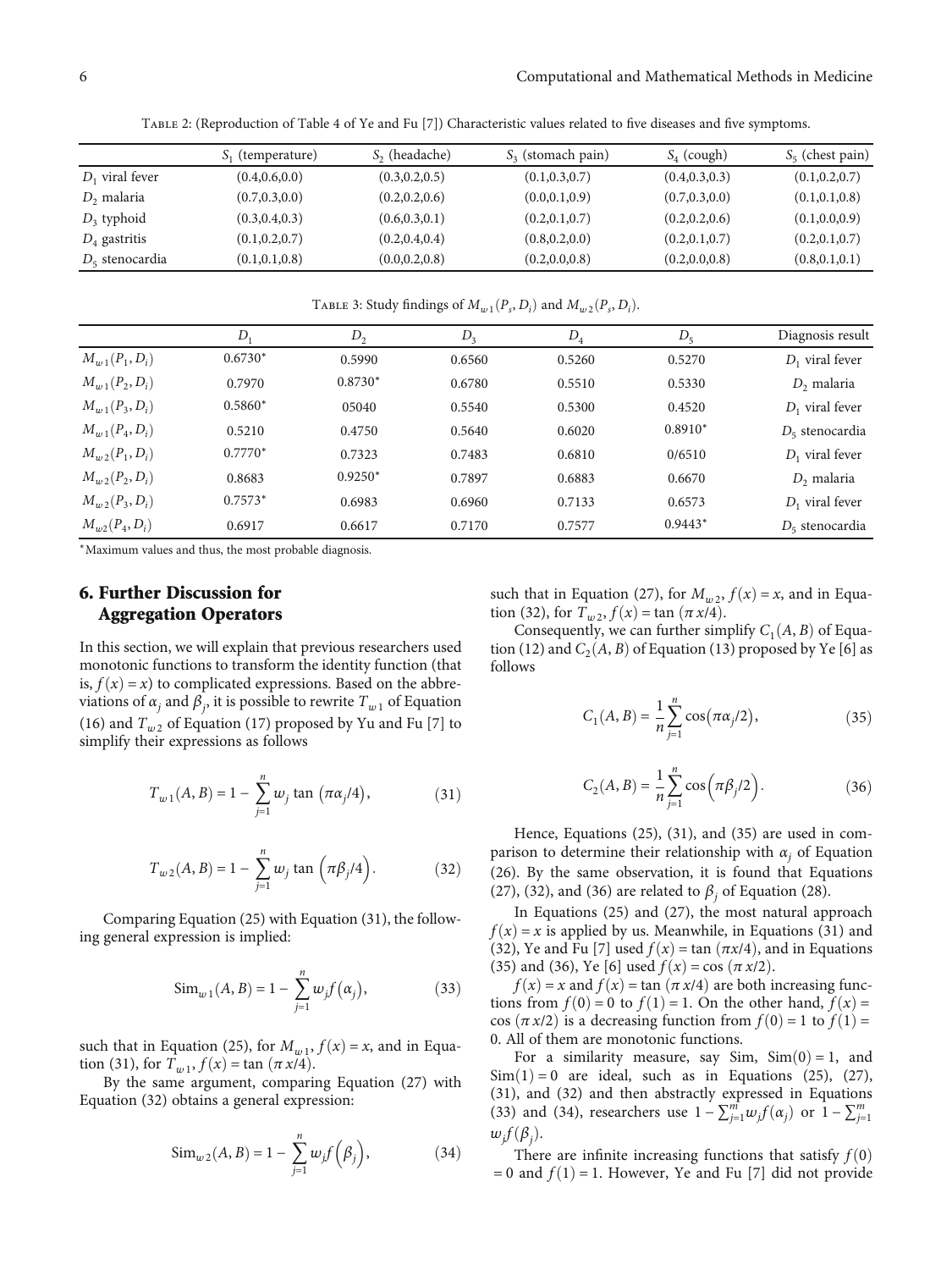Table 2: (Reproduction of Table 4 of Ye and Fu [7]) Characteristic values related to five diseases and five symptoms.

| | $S_1$ (temperature) | $S_2$ (headache) | $S_3$ (stomach pain) | $S_4$ (cough) | $S_5$ (chest pain) |
|---|---|---|---|---|---|
| $D_1$ viral fever | (0.4,0.6,0.0) | (0.3,0.2,0.5) | (0.1,0.3,0.7) | (0.4,0.3,0.3) | (0.1,0.2,0.7) |
| $D_2$ malaria | (0.7,0.3,0.0) | (0.2,0.2,0.6) | (0.0,0.1,0.9) | (0.7,0.3,0.0) | (0.1,0.1,0.8) |
| $D_3$ typhoid | (0.3,0.4,0.3) | (0.6,0.3,0.1) | (0.2,0.1,0.7) | (0.2,0.2,0.6) | (0.1,0.0,0.9) |
| $D_4$ gastritis | (0.1,0.2,0.7) | (0.2,0.4,0.4) | (0.8,0.2,0.0) | (0.2,0.1,0.7) | (0.2,0.1,0.7) |
| $D_5$ stenocardia | (0.1,0.1,0.8) | (0.0,0.2,0.8) | (0.2,0.0,0.8) | (0.2,0.0,0.8) | (0.8,0.1,0.1) |

Table 3: Study findings of $M_{w1}(P_s, D_i)$ and $M_{w2}(P_s, D_i)$.

| | $D_1$ | $D_2$ | $D_3$ | $D_4$ | $D_5$ | Diagnosis result |
|---|---|---|---|---|---|---|
| $M_{w1}(P_1, D_i)$ | 0.6730* | 0.5990 | 0.6560 | 0.5260 | 0.5270 | $D_1$ viral fever |
| $M_{w1}(P_2, D_i)$ | 0.7970 | 0.8730* | 0.6780 | 0.5510 | 0.5330 | $D_2$ malaria |
| $M_{w1}(P_3, D_i)$ | 0.5860* | 05040 | 0.5540 | 0.5300 | 0.4520 | $D_1$ viral fever |
| $M_{w1}(P_4, D_i)$ | 0.5210 | 0.4750 | 0.5640 | 0.6020 | 0.8910* | $D_5$ stenocardia |
| $M_{w2}(P_1, D_i)$ | 0.7770* | 0.7323 | 0.7483 | 0.6810 | 0/6510 | $D_1$ viral fever |
| $M_{w2}(P_2, D_i)$ | 0.8683 | 0.9250* | 0.7897 | 0.6883 | 0.6670 | $D_2$ malaria |
| $M_{w2}(P_3, D_i)$ | 0.7573* | 0.6983 | 0.6960 | 0.7133 | 0.6573 | $D_1$ viral fever |
| $M_{w2}(P_4, D_i)$ | 0.6917 | 0.6617 | 0.7170 | 0.7577 | 0.9443* | $D_5$ stenocardia |

*Maximum values and thus, the most probable diagnosis.

## 6. Further Discussion for Aggregation Operators

In this section, we will explain that previous researchers used monotonic functions to transform the identity function (that is, $f(x) = x$) to complicated expressions. Based on the abbreviations of $\alpha_j$ and $\beta_j$, it is possible to rewrite $T_{w1}$ of Equation (16) and $T_{w2}$ of Equation (17) proposed by Yu and Fu [7] to simplify their expressions as follows

$$T_{w1}(A, B) = 1 - \sum_{j=1}^{n} w_j \tan\left(\pi\alpha_j/4\right), \tag{31}$$

$$T_{w2}(A, B) = 1 - \sum_{j=1}^{n} w_j \tan\left(\pi\beta_j/4\right). \tag{32}$$

Comparing Equation (25) with Equation (31), the following general expression is implied:

$$\mathrm{Sim}_{w1}(A, B) = 1 - \sum_{j=1}^{n} w_j f\left(\alpha_j\right), \tag{33}$$

such that in Equation (25), for $M_{w1}$, $f(x) = x$, and in Equation (31), for $T_{w1}$, $f(x) = \tan(\pi x/4)$.

By the same argument, comparing Equation (27) with Equation (32) obtains a general expression:

$$\mathrm{Sim}_{w2}(A, B) = 1 - \sum_{j=1}^{n} w_j f\left(\beta_j\right), \tag{34}$$

such that in Equation (27), for $M_{w2}$, $f(x) = x$, and in Equation (32), for $T_{w2}$, $f(x) = \tan(\pi x/4)$.

Consequently, we can further simplify $C_1(A, B)$ of Equation (12) and $C_2(A, B)$ of Equation (13) proposed by Ye [6] as follows

$$C_1(A, B) = \frac{1}{n}\sum_{j=1}^{n} \cos\left(\pi\alpha_j/2\right), \tag{35}$$

$$C_2(A, B) = \frac{1}{n}\sum_{j=1}^{n} \cos\left(\pi\beta_j/2\right). \tag{36}$$

Hence, Equations (25), (31), and (35) are used in comparison to determine their relationship with $\alpha_j$ of Equation (26). By the same observation, it is found that Equations (27), (32), and (36) are related to $\beta_j$ of Equation (28).

In Equations (25) and (27), the most natural approach $f(x) = x$ is applied by us. Meanwhile, in Equations (31) and (32), Ye and Fu [7] used $f(x) = \tan(\pi x/4)$, and in Equations (35) and (36), Ye [6] used $f(x) = \cos(\pi x/2)$.

$f(x) = x$ and $f(x) = \tan(\pi x/4)$ are both increasing functions from $f(0) = 0$ to $f(1) = 1$. On the other hand, $f(x) = \cos(\pi x/2)$ is a decreasing function from $f(0) = 1$ to $f(1) = 0$. All of them are monotonic functions.

For a similarity measure, say Sim, $\mathrm{Sim}(0) = 1$, and $\mathrm{Sim}(1) = 0$ are ideal, such as in Equations (25), (27), (31), and (32) and then abstractly expressed in Equations (33) and (34), researchers use $1 - \sum_{j=1}^{m} w_j f(\alpha_j)$ or $1 - \sum_{j=1}^{m} w_j f(\beta_j)$.

There are infinite increasing functions that satisfy $f(0) = 0$ and $f(1) = 1$. However, Ye and Fu [7] did not provide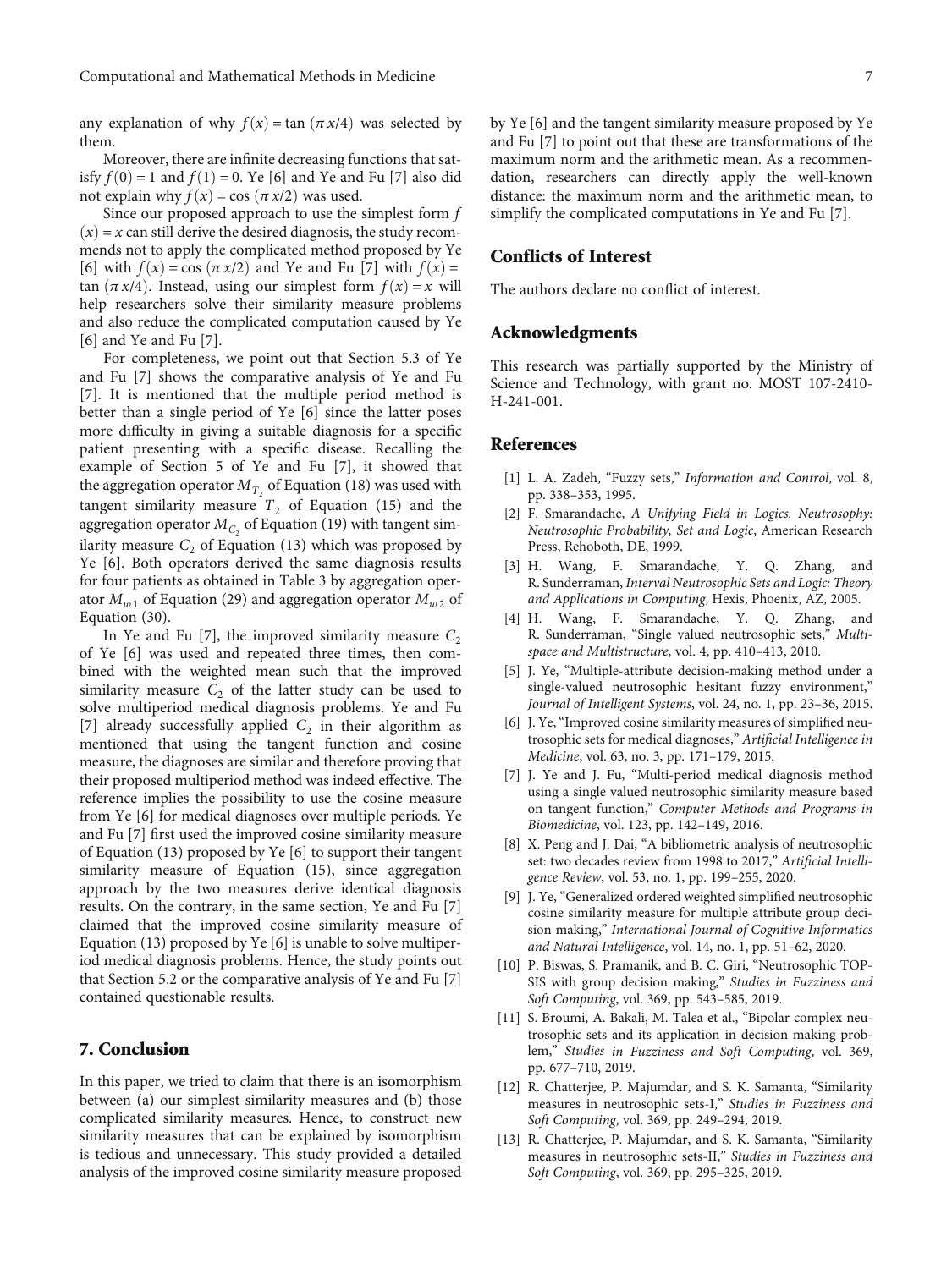any explanation of why $f(x) = \tan(\pi x/4)$ was selected by them.

Moreover, there are infinite decreasing functions that satisfy $f(0) = 1$ and $f(1) = 0$. Ye [6] and Ye and Fu [7] also did not explain why $f(x) = \cos(\pi x/2)$ was used.

Since our proposed approach to use the simplest form $f(x) = x$ can still derive the desired diagnosis, the study recommends not to apply the complicated method proposed by Ye [6] with $f(x) = \cos(\pi x/2)$ and Ye and Fu [7] with $f(x) = \tan(\pi x/4)$. Instead, using our simplest form $f(x) = x$ will help researchers solve their similarity measure problems and also reduce the complicated computation caused by Ye [6] and Ye and Fu [7].

For completeness, we point out that Section 5.3 of Ye and Fu [7] shows the comparative analysis of Ye and Fu [7]. It is mentioned that the multiple period method is better than a single period of Ye [6] since the latter poses more difficulty in giving a suitable diagnosis for a specific patient presenting with a specific disease. Recalling the example of Section 5 of Ye and Fu [7], it showed that the aggregation operator $M_{T_2}$ of Equation (18) was used with tangent similarity measure $T_2$ of Equation (15) and the aggregation operator $M_{C_2}$ of Equation (19) with tangent similarity measure $C_2$ of Equation (13) which was proposed by Ye [6]. Both operators derived the same diagnosis results for four patients as obtained in Table 3 by aggregation operator $M_{w1}$ of Equation (29) and aggregation operator $M_{w2}$ of Equation (30).

In Ye and Fu [7], the improved similarity measure $C_2$ of Ye [6] was used and repeated three times, then combined with the weighted mean such that the improved similarity measure $C_2$ of the latter study can be used to solve multiperiod medical diagnosis problems. Ye and Fu [7] already successfully applied $C_2$ in their algorithm as mentioned that using the tangent function and cosine measure, the diagnoses are similar and therefore proving that their proposed multiperiod method was indeed effective. The reference implies the possibility to use the cosine measure from Ye [6] for medical diagnoses over multiple periods. Ye and Fu [7] first used the improved cosine similarity measure of Equation (13) proposed by Ye [6] to support their tangent similarity measure of Equation (15), since aggregation approach by the two measures derive identical diagnosis results. On the contrary, in the same section, Ye and Fu [7] claimed that the improved cosine similarity measure of Equation (13) proposed by Ye [6] is unable to solve multiperiod medical diagnosis problems. Hence, the study points out that Section 5.2 or the comparative analysis of Ye and Fu [7] contained questionable results.

## 7. Conclusion

In this paper, we tried to claim that there is an isomorphism between (a) our simplest similarity measures and (b) those complicated similarity measures. Hence, to construct new similarity measures that can be explained by isomorphism is tedious and unnecessary. This study provided a detailed analysis of the improved cosine similarity measure proposed by Ye [6] and the tangent similarity measure proposed by Ye and Fu [7] to point out that these are transformations of the maximum norm and the arithmetic mean. As a recommendation, researchers can directly apply the well-known distance: the maximum norm and the arithmetic mean, to simplify the complicated computations in Ye and Fu [7].

## Conflicts of Interest

The authors declare no conflict of interest.

## Acknowledgments

This research was partially supported by the Ministry of Science and Technology, with grant no. MOST 107-2410-H-241-001.

## References

[1] L. A. Zadeh, "Fuzzy sets," *Information and Control*, vol. 8, pp. 338–353, 1995.

[2] F. Smarandache, *A Unifying Field in Logics. Neutrosophy: Neutrosophic Probability, Set and Logic*, American Research Press, Rehoboth, DE, 1999.

[3] H. Wang, F. Smarandache, Y. Q. Zhang, and R. Sunderraman, *Interval Neutrosophic Sets and Logic: Theory and Applications in Computing*, Hexis, Phoenix, AZ, 2005.

[4] H. Wang, F. Smarandache, Y. Q. Zhang, and R. Sunderraman, "Single valued neutrosophic sets," *Multispace and Multistructure*, vol. 4, pp. 410–413, 2010.

[5] J. Ye, "Multiple-attribute decision-making method under a single-valued neutrosophic hesitant fuzzy environment," *Journal of Intelligent Systems*, vol. 24, no. 1, pp. 23–36, 2015.

[6] J. Ye, "Improved cosine similarity measures of simplified neutrosophic sets for medical diagnoses," *Artificial Intelligence in Medicine*, vol. 63, no. 3, pp. 171–179, 2015.

[7] J. Ye and J. Fu, "Multi-period medical diagnosis method using a single valued neutrosophic similarity measure based on tangent function," *Computer Methods and Programs in Biomedicine*, vol. 123, pp. 142–149, 2016.

[8] X. Peng and J. Dai, "A bibliometric analysis of neutrosophic set: two decades review from 1998 to 2017," *Artificial Intelligence Review*, vol. 53, no. 1, pp. 199–255, 2020.

[9] J. Ye, "Generalized ordered weighted simplified neutrosophic cosine similarity measure for multiple attribute group decision making," *International Journal of Cognitive Informatics and Natural Intelligence*, vol. 14, no. 1, pp. 51–62, 2020.

[10] P. Biswas, S. Pramanik, and B. C. Giri, "Neutrosophic TOPSIS with group decision making," *Studies in Fuzziness and Soft Computing*, vol. 369, pp. 543–585, 2019.

[11] S. Broumi, A. Bakali, M. Talea et al., "Bipolar complex neutrosophic sets and its application in decision making problem," *Studies in Fuzziness and Soft Computing*, vol. 369, pp. 677–710, 2019.

[12] R. Chatterjee, P. Majumdar, and S. K. Samanta, "Similarity measures in neutrosophic sets-I," *Studies in Fuzziness and Soft Computing*, vol. 369, pp. 249–294, 2019.

[13] R. Chatterjee, P. Majumdar, and S. K. Samanta, "Similarity measures in neutrosophic sets-II," *Studies in Fuzziness and Soft Computing*, vol. 369, pp. 295–325, 2019.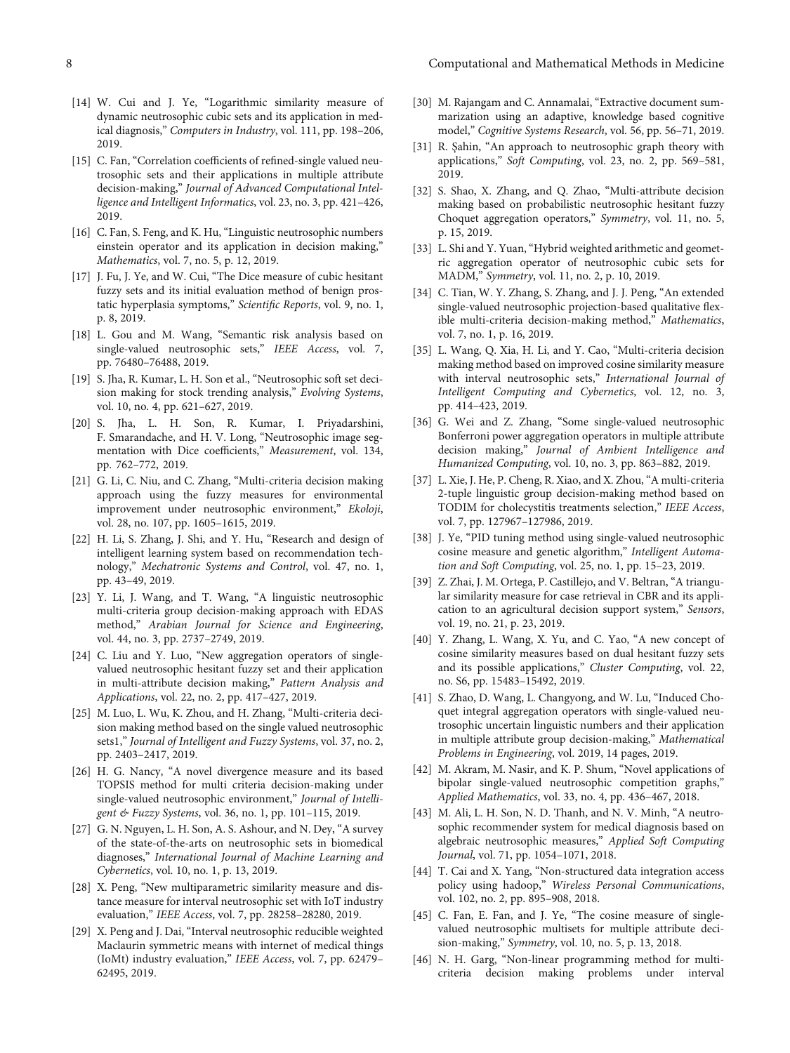[14] W. Cui and J. Ye, "Logarithmic similarity measure of dynamic neutrosophic cubic sets and its application in medical diagnosis," *Computers in Industry*, vol. 111, pp. 198–206, 2019.

[15] C. Fan, "Correlation coefficients of refined-single valued neutrosophic sets and their applications in multiple attribute decision-making," *Journal of Advanced Computational Intelligence and Intelligent Informatics*, vol. 23, no. 3, pp. 421–426, 2019.

[16] C. Fan, S. Feng, and K. Hu, "Linguistic neutrosophic numbers einstein operator and its application in decision making," *Mathematics*, vol. 7, no. 5, p. 12, 2019.

[17] J. Fu, J. Ye, and W. Cui, "The Dice measure of cubic hesitant fuzzy sets and its initial evaluation method of benign prostatic hyperplasia symptoms," *Scientific Reports*, vol. 9, no. 1, p. 8, 2019.

[18] L. Gou and M. Wang, "Semantic risk analysis based on single-valued neutrosophic sets," *IEEE Access*, vol. 7, pp. 76480–76488, 2019.

[19] S. Jha, R. Kumar, L. H. Son et al., "Neutrosophic soft set decision making for stock trending analysis," *Evolving Systems*, vol. 10, no. 4, pp. 621–627, 2019.

[20] S. Jha, L. H. Son, R. Kumar, I. Priyadarshini, F. Smarandache, and H. V. Long, "Neutrosophic image segmentation with Dice coefficients," *Measurement*, vol. 134, pp. 762–772, 2019.

[21] G. Li, C. Niu, and C. Zhang, "Multi-criteria decision making approach using the fuzzy measures for environmental improvement under neutrosophic environment," *Ekoloji*, vol. 28, no. 107, pp. 1605–1615, 2019.

[22] H. Li, S. Zhang, J. Shi, and Y. Hu, "Research and design of intelligent learning system based on recommendation technology," *Mechatronic Systems and Control*, vol. 47, no. 1, pp. 43–49, 2019.

[23] Y. Li, J. Wang, and T. Wang, "A linguistic neutrosophic multi-criteria group decision-making approach with EDAS method," *Arabian Journal for Science and Engineering*, vol. 44, no. 3, pp. 2737–2749, 2019.

[24] C. Liu and Y. Luo, "New aggregation operators of single-valued neutrosophic hesitant fuzzy set and their application in multi-attribute decision making," *Pattern Analysis and Applications*, vol. 22, no. 2, pp. 417–427, 2019.

[25] M. Luo, L. Wu, K. Zhou, and H. Zhang, "Multi-criteria decision making method based on the single valued neutrosophic sets1," *Journal of Intelligent and Fuzzy Systems*, vol. 37, no. 2, pp. 2403–2417, 2019.

[26] H. G. Nancy, "A novel divergence measure and its based TOPSIS method for multi criteria decision-making under single-valued neutrosophic environment," *Journal of Intelligent & Fuzzy Systems*, vol. 36, no. 1, pp. 101–115, 2019.

[27] G. N. Nguyen, L. H. Son, A. S. Ashour, and N. Dey, "A survey of the state-of-the-arts on neutrosophic sets in biomedical diagnoses," *International Journal of Machine Learning and Cybernetics*, vol. 10, no. 1, p. 13, 2019.

[28] X. Peng, "New multiparametric similarity measure and distance measure for interval neutrosophic set with IoT industry evaluation," *IEEE Access*, vol. 7, pp. 28258–28280, 2019.

[29] X. Peng and J. Dai, "Interval neutrosophic reducible weighted Maclaurin symmetric means with internet of medical things (IoMt) industry evaluation," *IEEE Access*, vol. 7, pp. 62479–62495, 2019.

[30] M. Rajangam and C. Annamalai, "Extractive document summarization using an adaptive, knowledge based cognitive model," *Cognitive Systems Research*, vol. 56, pp. 56–71, 2019.

[31] R. Şahin, "An approach to neutrosophic graph theory with applications," *Soft Computing*, vol. 23, no. 2, pp. 569–581, 2019.

[32] S. Shao, X. Zhang, and Q. Zhao, "Multi-attribute decision making based on probabilistic neutrosophic hesitant fuzzy Choquet aggregation operators," *Symmetry*, vol. 11, no. 5, p. 15, 2019.

[33] L. Shi and Y. Yuan, "Hybrid weighted arithmetic and geometric aggregation operator of neutrosophic cubic sets for MADM," *Symmetry*, vol. 11, no. 2, p. 10, 2019.

[34] C. Tian, W. Y. Zhang, S. Zhang, and J. J. Peng, "An extended single-valued neutrosophic projection-based qualitative flexible multi-criteria decision-making method," *Mathematics*, vol. 7, no. 1, p. 16, 2019.

[35] L. Wang, Q. Xia, H. Li, and Y. Cao, "Multi-criteria decision making method based on improved cosine similarity measure with interval neutrosophic sets," *International Journal of Intelligent Computing and Cybernetics*, vol. 12, no. 3, pp. 414–423, 2019.

[36] G. Wei and Z. Zhang, "Some single-valued neutrosophic Bonferroni power aggregation operators in multiple attribute decision making," *Journal of Ambient Intelligence and Humanized Computing*, vol. 10, no. 3, pp. 863–882, 2019.

[37] L. Xie, J. He, P. Cheng, R. Xiao, and X. Zhou, "A multi-criteria 2-tuple linguistic group decision-making method based on TODIM for cholecystitis treatments selection," *IEEE Access*, vol. 7, pp. 127967–127986, 2019.

[38] J. Ye, "PID tuning method using single-valued neutrosophic cosine measure and genetic algorithm," *Intelligent Automation and Soft Computing*, vol. 25, no. 1, pp. 15–23, 2019.

[39] Z. Zhai, J. M. Ortega, P. Castillejo, and V. Beltran, "A triangular similarity measure for case retrieval in CBR and its application to an agricultural decision support system," *Sensors*, vol. 19, no. 21, p. 23, 2019.

[40] Y. Zhang, L. Wang, X. Yu, and C. Yao, "A new concept of cosine similarity measures based on dual hesitant fuzzy sets and its possible applications," *Cluster Computing*, vol. 22, no. S6, pp. 15483–15492, 2019.

[41] S. Zhao, D. Wang, L. Changyong, and W. Lu, "Induced Choquet integral aggregation operators with single-valued neutrosophic uncertain linguistic numbers and their application in multiple attribute group decision-making," *Mathematical Problems in Engineering*, vol. 2019, 14 pages, 2019.

[42] M. Akram, M. Nasir, and K. P. Shum, "Novel applications of bipolar single-valued neutrosophic competition graphs," *Applied Mathematics*, vol. 33, no. 4, pp. 436–467, 2018.

[43] M. Ali, L. H. Son, N. D. Thanh, and N. V. Minh, "A neutrosophic recommender system for medical diagnosis based on algebraic neutrosophic measures," *Applied Soft Computing Journal*, vol. 71, pp. 1054–1071, 2018.

[44] T. Cai and X. Yang, "Non-structured data integration access policy using hadoop," *Wireless Personal Communications*, vol. 102, no. 2, pp. 895–908, 2018.

[45] C. Fan, E. Fan, and J. Ye, "The cosine measure of single-valued neutrosophic multisets for multiple attribute decision-making," *Symmetry*, vol. 10, no. 5, p. 13, 2018.

[46] N. H. Garg, "Non-linear programming method for multi-criteria decision making problems under interval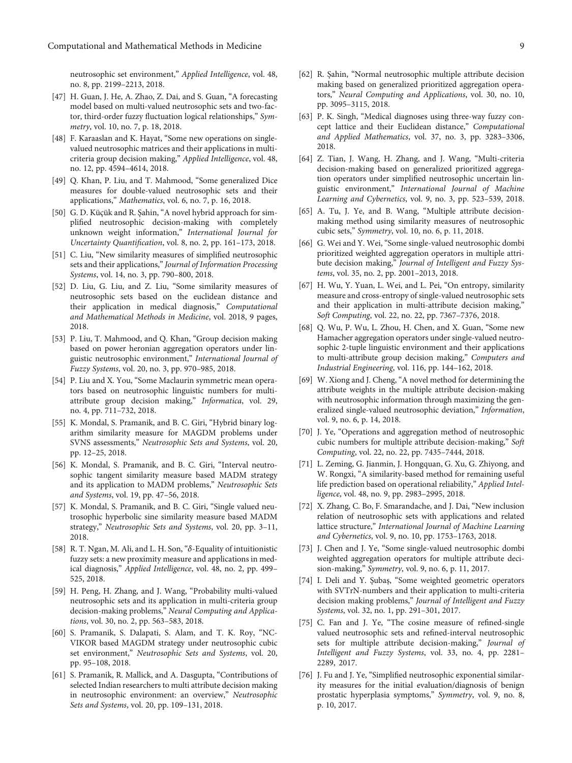neutrosophic set environment," *Applied Intelligence*, vol. 48, no. 8, pp. 2199–2213, 2018.

[47] H. Guan, J. He, A. Zhao, Z. Dai, and S. Guan, "A forecasting model based on multi-valued neutrosophic sets and two-factor, third-order fuzzy fluctuation logical relationships," *Symmetry*, vol. 10, no. 7, p. 18, 2018.

[48] F. Karaaslan and K. Hayat, "Some new operations on single-valued neutrosophic matrices and their applications in multi-criteria group decision making," *Applied Intelligence*, vol. 48, no. 12, pp. 4594–4614, 2018.

[49] Q. Khan, P. Liu, and T. Mahmood, "Some generalized Dice measures for double-valued neutrosophic sets and their applications," *Mathematics*, vol. 6, no. 7, p. 16, 2018.

[50] G. D. Küçük and R. Şahin, "A novel hybrid approach for simplified neutrosophic decision-making with completely unknown weight information," *International Journal for Uncertainty Quantification*, vol. 8, no. 2, pp. 161–173, 2018.

[51] C. Liu, "New similarity measures of simplified neutrosophic sets and their applications," *Journal of Information Processing Systems*, vol. 14, no. 3, pp. 790–800, 2018.

[52] D. Liu, G. Liu, and Z. Liu, "Some similarity measures of neutrosophic sets based on the euclidean distance and their application in medical diagnosis," *Computational and Mathematical Methods in Medicine*, vol. 2018, 9 pages, 2018.

[53] P. Liu, T. Mahmood, and Q. Khan, "Group decision making based on power heronian aggregation operators under linguistic neutrosophic environment," *International Journal of Fuzzy Systems*, vol. 20, no. 3, pp. 970–985, 2018.

[54] P. Liu and X. You, "Some Maclaurin symmetric mean operators based on neutrosophic linguistic numbers for multi-attribute group decision making," *Informatica*, vol. 29, no. 4, pp. 711–732, 2018.

[55] K. Mondal, S. Pramanik, and B. C. Giri, "Hybrid binary logarithm similarity measure for MAGDM problems under SVNS assessments," *Neutrosophic Sets and Systems*, vol. 20, pp. 12–25, 2018.

[56] K. Mondal, S. Pramanik, and B. C. Giri, "Interval neutrosophic tangent similarity measure based MADM strategy and its application to MADM problems," *Neutrosophic Sets and Systems*, vol. 19, pp. 47–56, 2018.

[57] K. Mondal, S. Pramanik, and B. C. Giri, "Single valued neutrosophic hyperbolic sine similarity measure based MADM strategy," *Neutrosophic Sets and Systems*, vol. 20, pp. 3–11, 2018.

[58] R. T. Ngan, M. Ali, and L. H. Son, "$\delta$-Equality of intuitionistic fuzzy sets: a new proximity measure and applications in medical diagnosis," *Applied Intelligence*, vol. 48, no. 2, pp. 499–525, 2018.

[59] H. Peng, H. Zhang, and J. Wang, "Probability multi-valued neutrosophic sets and its application in multi-criteria group decision-making problems," *Neural Computing and Applications*, vol. 30, no. 2, pp. 563–583, 2018.

[60] S. Pramanik, S. Dalapati, S. Alam, and T. K. Roy, "NC-VIKOR based MAGDM strategy under neutrosophic cubic set environment," *Neutrosophic Sets and Systems*, vol. 20, pp. 95–108, 2018.

[61] S. Pramanik, R. Mallick, and A. Dasgupta, "Contributions of selected Indian researchers to multi attribute decision making in neutrosophic environment: an overview," *Neutrosophic Sets and Systems*, vol. 20, pp. 109–131, 2018.

[62] R. Şahin, "Normal neutrosophic multiple attribute decision making based on generalized prioritized aggregation operators," *Neural Computing and Applications*, vol. 30, no. 10, pp. 3095–3115, 2018.

[63] P. K. Singh, "Medical diagnoses using three-way fuzzy concept lattice and their Euclidean distance," *Computational and Applied Mathematics*, vol. 37, no. 3, pp. 3283–3306, 2018.

[64] Z. Tian, J. Wang, H. Zhang, and J. Wang, "Multi-criteria decision-making based on generalized prioritized aggregation operators under simplified neutrosophic uncertain linguistic environment," *International Journal of Machine Learning and Cybernetics*, vol. 9, no. 3, pp. 523–539, 2018.

[65] A. Tu, J. Ye, and B. Wang, "Multiple attribute decision-making method using similarity measures of neutrosophic cubic sets," *Symmetry*, vol. 10, no. 6, p. 11, 2018.

[66] G. Wei and Y. Wei, "Some single-valued neutrosophic dombi prioritized weighted aggregation operators in multiple attribute decision making," *Journal of Intelligent and Fuzzy Systems*, vol. 35, no. 2, pp. 2001–2013, 2018.

[67] H. Wu, Y. Yuan, L. Wei, and L. Pei, "On entropy, similarity measure and cross-entropy of single-valued neutrosophic sets and their application in multi-attribute decision making," *Soft Computing*, vol. 22, no. 22, pp. 7367–7376, 2018.

[68] Q. Wu, P. Wu, L. Zhou, H. Chen, and X. Guan, "Some new Hamacher aggregation operators under single-valued neutrosophic 2-tuple linguistic environment and their applications to multi-attribute group decision making," *Computers and Industrial Engineering*, vol. 116, pp. 144–162, 2018.

[69] W. Xiong and J. Cheng, "A novel method for determining the attribute weights in the multiple attribute decision-making with neutrosophic information through maximizing the generalized single-valued neutrosophic deviation," *Information*, vol. 9, no. 6, p. 14, 2018.

[70] J. Ye, "Operations and aggregation method of neutrosophic cubic numbers for multiple attribute decision-making," *Soft Computing*, vol. 22, no. 22, pp. 7435–7444, 2018.

[71] L. Zeming, G. Jianmin, J. Hongquan, G. Xu, G. Zhiyong, and W. Rongxi, "A similarity-based method for remaining useful life prediction based on operational reliability," *Applied Intelligence*, vol. 48, no. 9, pp. 2983–2995, 2018.

[72] X. Zhang, C. Bo, F. Smarandache, and J. Dai, "New inclusion relation of neutrosophic sets with applications and related lattice structure," *International Journal of Machine Learning and Cybernetics*, vol. 9, no. 10, pp. 1753–1763, 2018.

[73] J. Chen and J. Ye, "Some single-valued neutrosophic dombi weighted aggregation operators for multiple attribute decision-making," *Symmetry*, vol. 9, no. 6, p. 11, 2017.

[74] I. Deli and Y. Şubaş, "Some weighted geometric operators with SVTrN-numbers and their application to multi-criteria decision making problems," *Journal of Intelligent and Fuzzy Systems*, vol. 32, no. 1, pp. 291–301, 2017.

[75] C. Fan and J. Ye, "The cosine measure of refined-single valued neutrosophic sets and refined-interval neutrosophic sets for multiple attribute decision-making," *Journal of Intelligent and Fuzzy Systems*, vol. 33, no. 4, pp. 2281–2289, 2017.

[76] J. Fu and J. Ye, "Simplified neutrosophic exponential similarity measures for the initial evaluation/diagnosis of benign prostatic hyperplasia symptoms," *Symmetry*, vol. 9, no. 8, p. 10, 2017.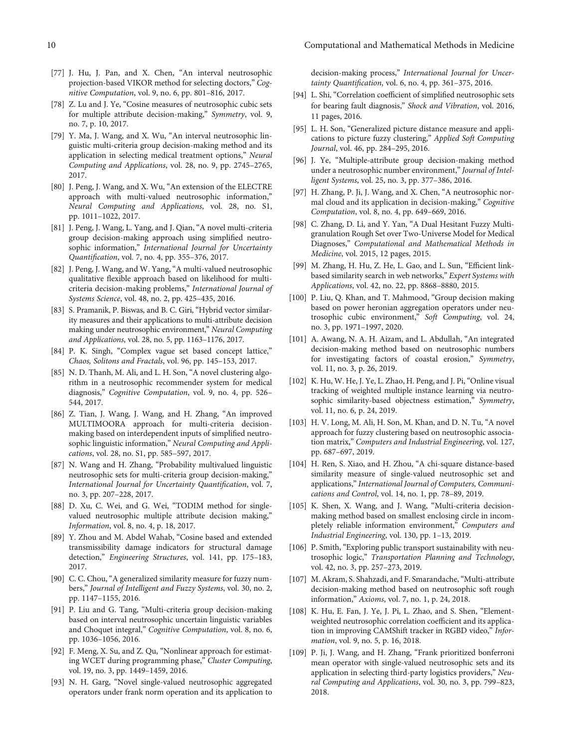[77] J. Hu, J. Pan, and X. Chen, "An interval neutrosophic projection-based VIKOR method for selecting doctors," *Cognitive Computation*, vol. 9, no. 6, pp. 801–816, 2017.

[78] Z. Lu and J. Ye, "Cosine measures of neutrosophic cubic sets for multiple attribute decision-making," *Symmetry*, vol. 9, no. 7, p. 10, 2017.

[79] Y. Ma, J. Wang, and X. Wu, "An interval neutrosophic linguistic multi-criteria group decision-making method and its application in selecting medical treatment options," *Neural Computing and Applications*, vol. 28, no. 9, pp. 2745–2765, 2017.

[80] J. Peng, J. Wang, and X. Wu, "An extension of the ELECTRE approach with multi-valued neutrosophic information," *Neural Computing and Applications*, vol. 28, no. S1, pp. 1011–1022, 2017.

[81] J. Peng, J. Wang, L. Yang, and J. Qian, "A novel multi-criteria group decision-making approach using simplified neutrosophic information," *International Journal for Uncertainty Quantification*, vol. 7, no. 4, pp. 355–376, 2017.

[82] J. Peng, J. Wang, and W. Yang, "A multi-valued neutrosophic qualitative flexible approach based on likelihood for multi-criteria decision-making problems," *International Journal of Systems Science*, vol. 48, no. 2, pp. 425–435, 2016.

[83] S. Pramanik, P. Biswas, and B. C. Giri, "Hybrid vector similarity measures and their applications to multi-attribute decision making under neutrosophic environment," *Neural Computing and Applications*, vol. 28, no. 5, pp. 1163–1176, 2017.

[84] P. K. Singh, "Complex vague set based concept lattice," *Chaos, Solitons and Fractals*, vol. 96, pp. 145–153, 2017.

[85] N. D. Thanh, M. Ali, and L. H. Son, "A novel clustering algorithm in a neutrosophic recommender system for medical diagnosis," *Cognitive Computation*, vol. 9, no. 4, pp. 526–544, 2017.

[86] Z. Tian, J. Wang, J. Wang, and H. Zhang, "An improved MULTIMOORA approach for multi-criteria decision-making based on interdependent inputs of simplified neutrosophic linguistic information," *Neural Computing and Applications*, vol. 28, no. S1, pp. 585–597, 2017.

[87] N. Wang and H. Zhang, "Probability multivalued linguistic neutrosophic sets for multi-criteria group decision-making," *International Journal for Uncertainty Quantification*, vol. 7, no. 3, pp. 207–228, 2017.

[88] D. Xu, C. Wei, and G. Wei, "TODIM method for single-valued neutrosophic multiple attribute decision making," *Information*, vol. 8, no. 4, p. 18, 2017.

[89] Y. Zhou and M. Abdel Wahab, "Cosine based and extended transmissibility damage indicators for structural damage detection," *Engineering Structures*, vol. 141, pp. 175–183, 2017.

[90] C. C. Chou, "A generalized similarity measure for fuzzy numbers," *Journal of Intelligent and Fuzzy Systems*, vol. 30, no. 2, pp. 1147–1155, 2016.

[91] P. Liu and G. Tang, "Multi-criteria group decision-making based on interval neutrosophic uncertain linguistic variables and Choquet integral," *Cognitive Computation*, vol. 8, no. 6, pp. 1036–1056, 2016.

[92] F. Meng, X. Su, and Z. Qu, "Nonlinear approach for estimating WCET during programming phase," *Cluster Computing*, vol. 19, no. 3, pp. 1449–1459, 2016.

[93] N. H. Garg, "Novel single-valued neutrosophic aggregated operators under frank norm operation and its application to decision-making process," *International Journal for Uncertainty Quantification*, vol. 6, no. 4, pp. 361–375, 2016.

[94] L. Shi, "Correlation coefficient of simplified neutrosophic sets for bearing fault diagnosis," *Shock and Vibration*, vol. 2016, 11 pages, 2016.

[95] L. H. Son, "Generalized picture distance measure and applications to picture fuzzy clustering," *Applied Soft Computing Journal*, vol. 46, pp. 284–295, 2016.

[96] J. Ye, "Multiple-attribute group decision-making method under a neutrosophic number environment," *Journal of Intelligent Systems*, vol. 25, no. 3, pp. 377–386, 2016.

[97] H. Zhang, P. Ji, J. Wang, and X. Chen, "A neutrosophic normal cloud and its application in decision-making," *Cognitive Computation*, vol. 8, no. 4, pp. 649–669, 2016.

[98] C. Zhang, D. Li, and Y. Yan, "A Dual Hesitant Fuzzy Multigranulation Rough Set over Two-Universe Model for Medical Diagnoses," *Computational and Mathematical Methods in Medicine*, vol. 2015, 12 pages, 2015.

[99] M. Zhang, H. Hu, Z. He, L. Gao, and L. Sun, "Efficient link-based similarity search in web networks," *Expert Systems with Applications*, vol. 42, no. 22, pp. 8868–8880, 2015.

[100] P. Liu, Q. Khan, and T. Mahmood, "Group decision making based on power heronian aggregation operators under neutrosophic cubic environment," *Soft Computing*, vol. 24, no. 3, pp. 1971–1997, 2020.

[101] A. Awang, N. A. H. Aizam, and L. Abdullah, "An integrated decision-making method based on neutrosophic numbers for investigating factors of coastal erosion," *Symmetry*, vol. 11, no. 3, p. 26, 2019.

[102] K. Hu, W. He, J. Ye, L. Zhao, H. Peng, and J. Pi, "Online visual tracking of weighted multiple instance learning via neutrosophic similarity-based objectness estimation," *Symmetry*, vol. 11, no. 6, p. 24, 2019.

[103] H. V. Long, M. Ali, H. Son, M. Khan, and D. N. Tu, "A novel approach for fuzzy clustering based on neutrosophic association matrix," *Computers and Industrial Engineering*, vol. 127, pp. 687–697, 2019.

[104] H. Ren, S. Xiao, and H. Zhou, "A chi-square distance-based similarity measure of single-valued neutrosophic set and applications," *International Journal of Computers, Communications and Control*, vol. 14, no. 1, pp. 78–89, 2019.

[105] K. Shen, X. Wang, and J. Wang, "Multi-criteria decision-making method based on smallest enclosing circle in incompletely reliable information environment," *Computers and Industrial Engineering*, vol. 130, pp. 1–13, 2019.

[106] P. Smith, "Exploring public transport sustainability with neutrosophic logic," *Transportation Planning and Technology*, vol. 42, no. 3, pp. 257–273, 2019.

[107] M. Akram, S. Shahzadi, and F. Smarandache, "Multi-attribute decision-making method based on neutrosophic soft rough information," *Axioms*, vol. 7, no. 1, p. 24, 2018.

[108] K. Hu, E. Fan, J. Ye, J. Pi, L. Zhao, and S. Shen, "Element-weighted neutrosophic correlation coefficient and its application in improving CAMShift tracker in RGBD video," *Information*, vol. 9, no. 5, p. 16, 2018.

[109] P. Ji, J. Wang, and H. Zhang, "Frank prioritized bonferroni mean operator with single-valued neutrosophic sets and its application in selecting third-party logistics providers," *Neural Computing and Applications*, vol. 30, no. 3, pp. 799–823, 2018.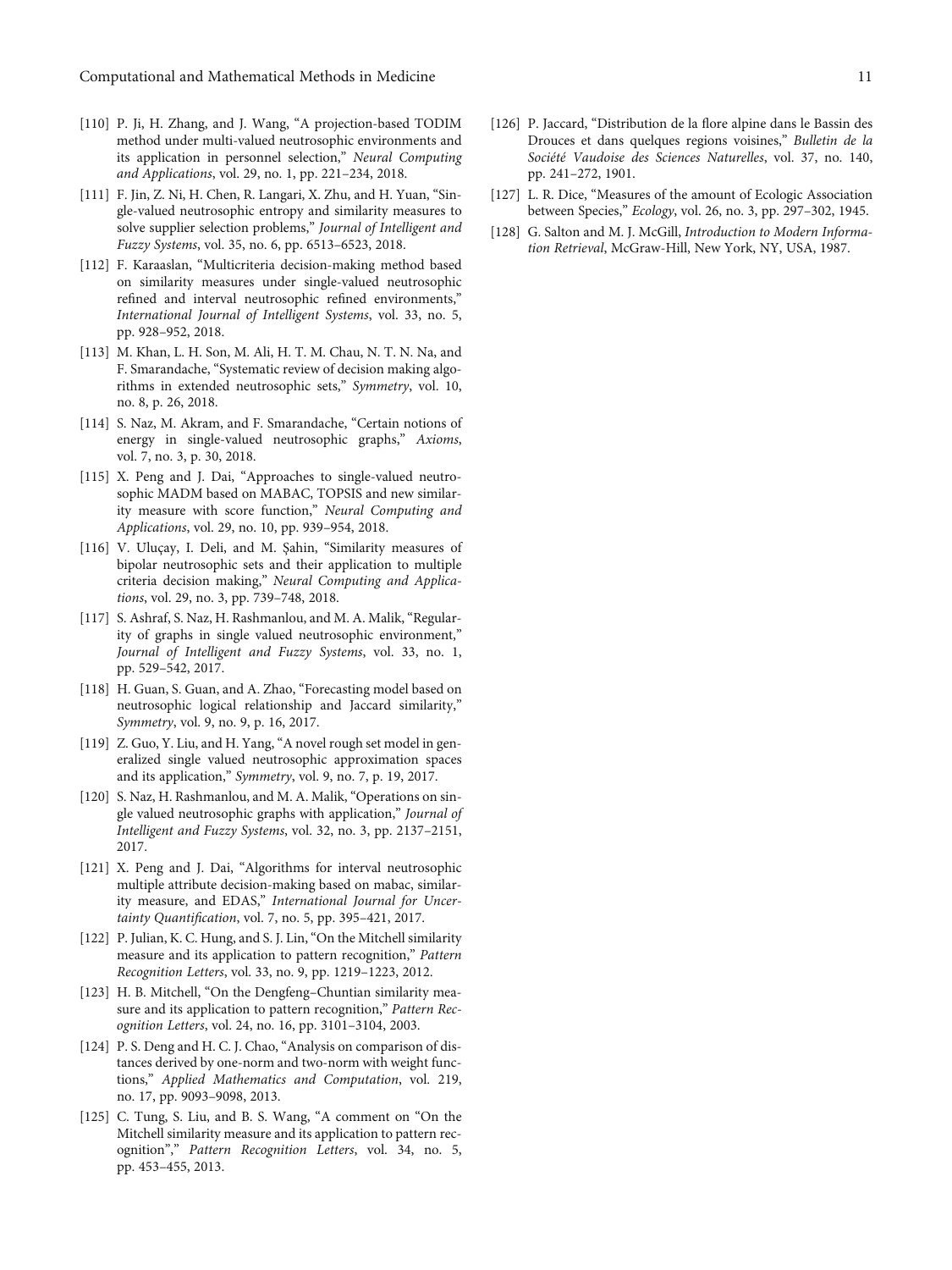[110] P. Ji, H. Zhang, and J. Wang, "A projection-based TODIM method under multi-valued neutrosophic environments and its application in personnel selection," *Neural Computing and Applications*, vol. 29, no. 1, pp. 221–234, 2018.

[111] F. Jin, Z. Ni, H. Chen, R. Langari, X. Zhu, and H. Yuan, "Single-valued neutrosophic entropy and similarity measures to solve supplier selection problems," *Journal of Intelligent and Fuzzy Systems*, vol. 35, no. 6, pp. 6513–6523, 2018.

[112] F. Karaaslan, "Multicriteria decision-making method based on similarity measures under single-valued neutrosophic refined and interval neutrosophic refined environments," *International Journal of Intelligent Systems*, vol. 33, no. 5, pp. 928–952, 2018.

[113] M. Khan, L. H. Son, M. Ali, H. T. M. Chau, N. T. N. Na, and F. Smarandache, "Systematic review of decision making algorithms in extended neutrosophic sets," *Symmetry*, vol. 10, no. 8, p. 26, 2018.

[114] S. Naz, M. Akram, and F. Smarandache, "Certain notions of energy in single-valued neutrosophic graphs," *Axioms*, vol. 7, no. 3, p. 30, 2018.

[115] X. Peng and J. Dai, "Approaches to single-valued neutrosophic MADM based on MABAC, TOPSIS and new similarity measure with score function," *Neural Computing and Applications*, vol. 29, no. 10, pp. 939–954, 2018.

[116] V. Uluçay, I. Deli, and M. Şahin, "Similarity measures of bipolar neutrosophic sets and their application to multiple criteria decision making," *Neural Computing and Applications*, vol. 29, no. 3, pp. 739–748, 2018.

[117] S. Ashraf, S. Naz, H. Rashmanlou, and M. A. Malik, "Regularity of graphs in single valued neutrosophic environment," *Journal of Intelligent and Fuzzy Systems*, vol. 33, no. 1, pp. 529–542, 2017.

[118] H. Guan, S. Guan, and A. Zhao, "Forecasting model based on neutrosophic logical relationship and Jaccard similarity," *Symmetry*, vol. 9, no. 9, p. 16, 2017.

[119] Z. Guo, Y. Liu, and H. Yang, "A novel rough set model in generalized single valued neutrosophic approximation spaces and its application," *Symmetry*, vol. 9, no. 7, p. 19, 2017.

[120] S. Naz, H. Rashmanlou, and M. A. Malik, "Operations on single valued neutrosophic graphs with application," *Journal of Intelligent and Fuzzy Systems*, vol. 32, no. 3, pp. 2137–2151, 2017.

[121] X. Peng and J. Dai, "Algorithms for interval neutrosophic multiple attribute decision-making based on mabac, similarity measure, and EDAS," *International Journal for Uncertainty Quantification*, vol. 7, no. 5, pp. 395–421, 2017.

[122] P. Julian, K. C. Hung, and S. J. Lin, "On the Mitchell similarity measure and its application to pattern recognition," *Pattern Recognition Letters*, vol. 33, no. 9, pp. 1219–1223, 2012.

[123] H. B. Mitchell, "On the Dengfeng–Chuntian similarity measure and its application to pattern recognition," *Pattern Recognition Letters*, vol. 24, no. 16, pp. 3101–3104, 2003.

[124] P. S. Deng and H. C. J. Chao, "Analysis on comparison of distances derived by one-norm and two-norm with weight functions," *Applied Mathematics and Computation*, vol. 219, no. 17, pp. 9093–9098, 2013.

[125] C. Tung, S. Liu, and B. S. Wang, "A comment on "On the Mitchell similarity measure and its application to pattern recognition"," *Pattern Recognition Letters*, vol. 34, no. 5, pp. 453–455, 2013.

[126] P. Jaccard, "Distribution de la flore alpine dans le Bassin des Drouces et dans quelques regions voisines," *Bulletin de la Société Vaudoise des Sciences Naturelles*, vol. 37, no. 140, pp. 241–272, 1901.

[127] L. R. Dice, "Measures of the amount of Ecologic Association between Species," *Ecology*, vol. 26, no. 3, pp. 297–302, 1945.

[128] G. Salton and M. J. McGill, *Introduction to Modern Information Retrieval*, McGraw-Hill, New York, NY, USA, 1987.